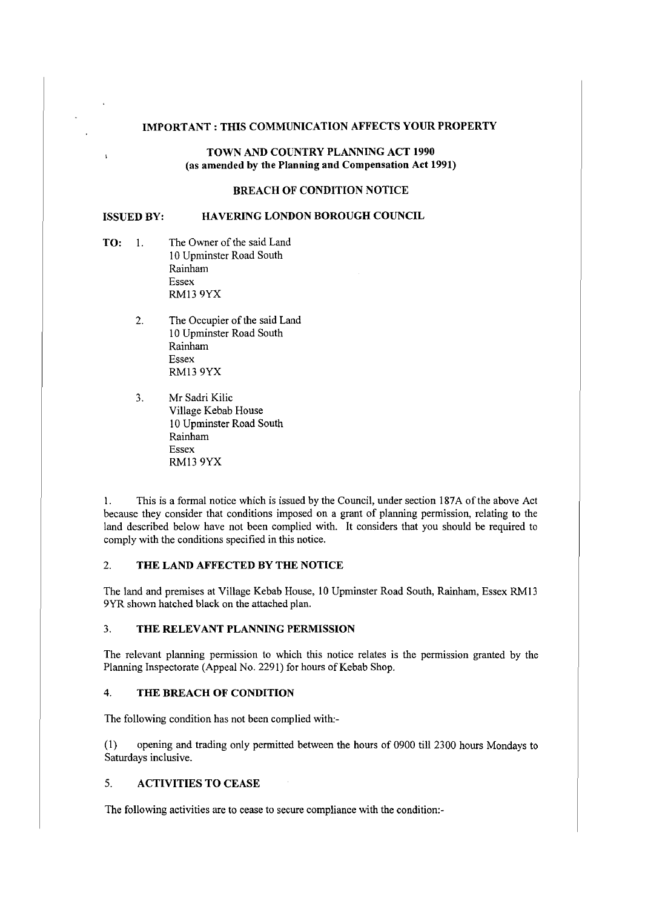**IMPORTANT : THIS COMMUNICATION AFFECTS YOUR PROPERTY**

**TOWN AND COUNTRY PLANNING ACT 1990**
**(as amended by the Planning and Compensation Act 1991)**

**BREACH OF CONDITION NOTICE**

**ISSUED BY: HAVERING LONDON BOROUGH COUNCIL**

**TO:**

1. The Owner of the said Land
   10 Upminster Road South
   Rainham
   Essex
   RM13 9YX

2. The Occupier of the said Land
   10 Upminster Road South
   Rainham
   Essex
   RM13 9YX

3. Mr Sadri Kilic
   Village Kebab House
   10 Upminster Road South
   Rainham
   Essex
   RM13 9YX

1. This is a formal notice which is issued by the Council, under section 187A of the above Act because they consider that conditions imposed on a grant of planning permission, relating to the land described below have not been complied with. It considers that you should be required to comply with the conditions specified in this notice.

## 2. THE LAND AFFECTED BY THE NOTICE

The land and premises at Village Kebab House, 10 Upminster Road South, Rainham, Essex RM13 9YR shown hatched black on the attached plan.

## 3. THE RELEVANT PLANNING PERMISSION

The relevant planning permission to which this notice relates is the permission granted by the Planning Inspectorate (Appeal No. 2291) for hours of Kebab Shop.

## 4. THE BREACH OF CONDITION

The following condition has not been complied with:-

(1) opening and trading only permitted between the hours of 0900 till 2300 hours Mondays to Saturdays inclusive.

## 5. ACTIVITIES TO CEASE

The following activities are to cease to secure compliance with the condition:-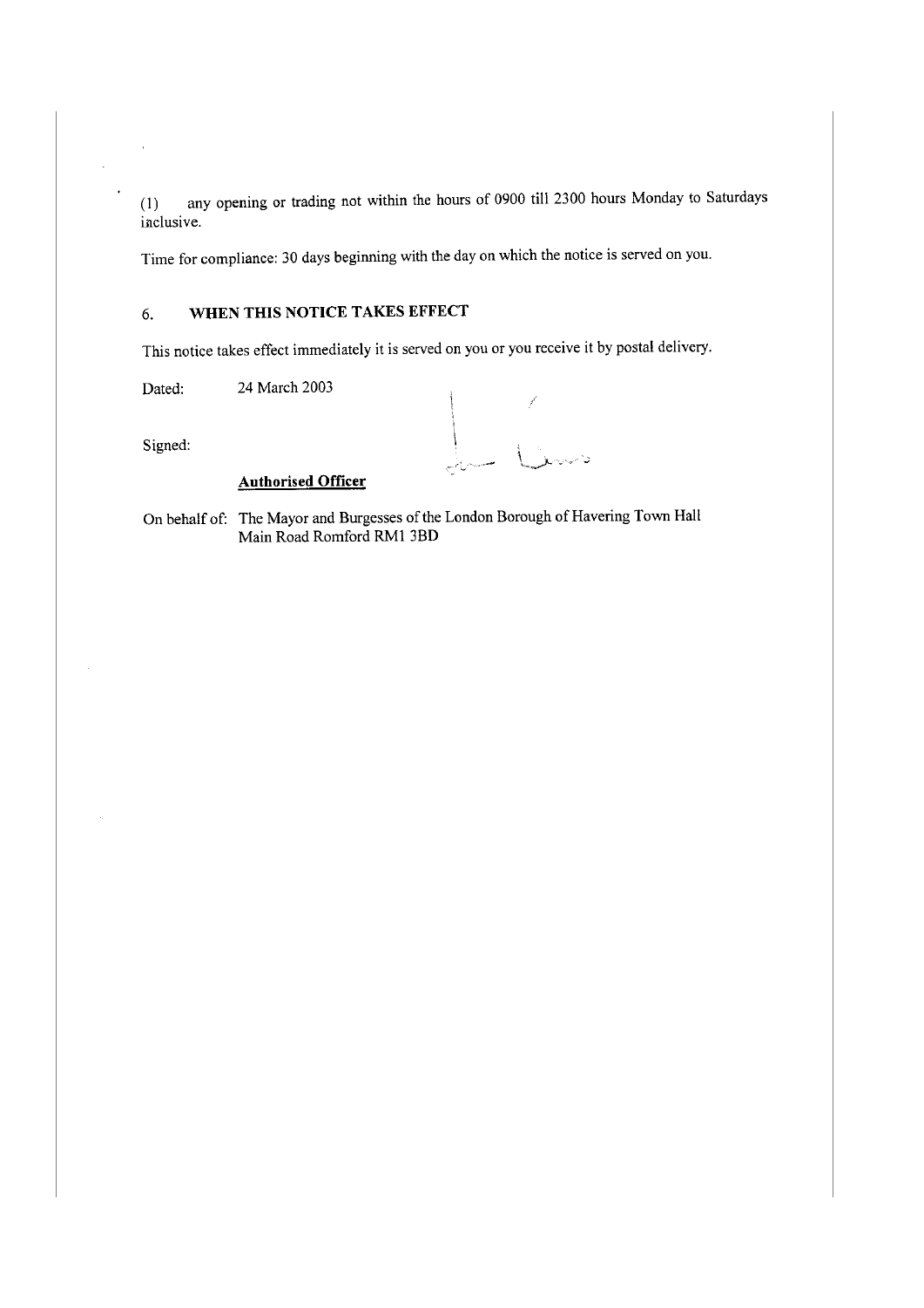(1) any opening or trading not within the hours of 0900 till 2300 hours Monday to Saturdays inclusive.

Time for compliance: 30 days beginning with the day on which the notice is served on you.

## 6. WHEN THIS NOTICE TAKES EFFECT

This notice takes effect immediately it is served on you or you receive it by postal delivery.

Dated: 24 March 2003

Signed:

**Authorised Officer**

On behalf of: The Mayor and Burgesses of the London Borough of Havering Town Hall Main Road Romford RM1 3BD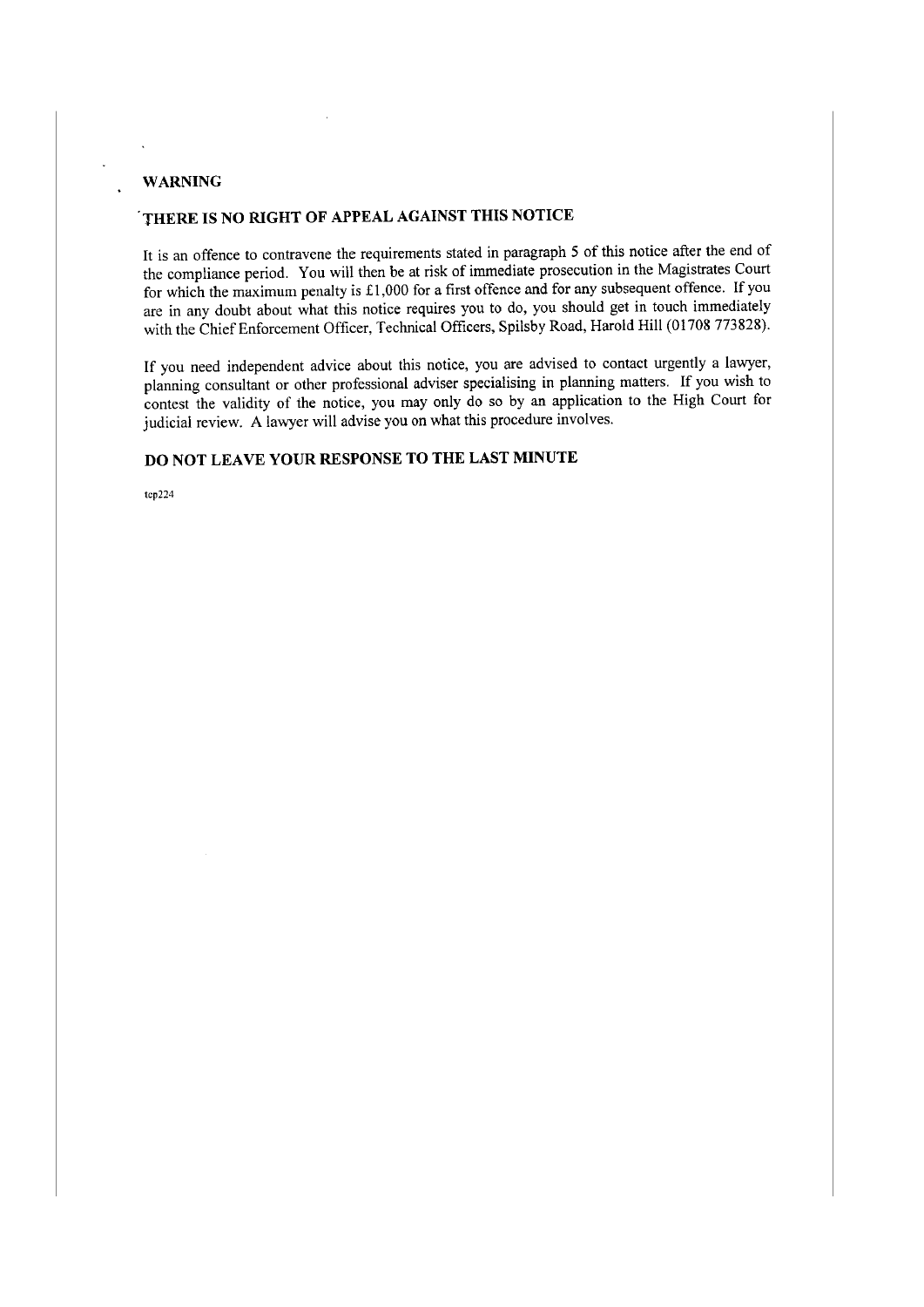**WARNING**

**THERE IS NO RIGHT OF APPEAL AGAINST THIS NOTICE**

It is an offence to contravene the requirements stated in paragraph 5 of this notice after the end of the compliance period. You will then be at risk of immediate prosecution in the Magistrates Court for which the maximum penalty is £1,000 for a first offence and for any subsequent offence. If you are in any doubt about what this notice requires you to do, you should get in touch immediately with the Chief Enforcement Officer, Technical Officers, Spilsby Road, Harold Hill (01708 773828).

If you need independent advice about this notice, you are advised to contact urgently a lawyer, planning consultant or other professional adviser specialising in planning matters. If you wish to contest the validity of the notice, you may only do so by an application to the High Court for judicial review. A lawyer will advise you on what this procedure involves.

**DO NOT LEAVE YOUR RESPONSE TO THE LAST MINUTE**

tcp224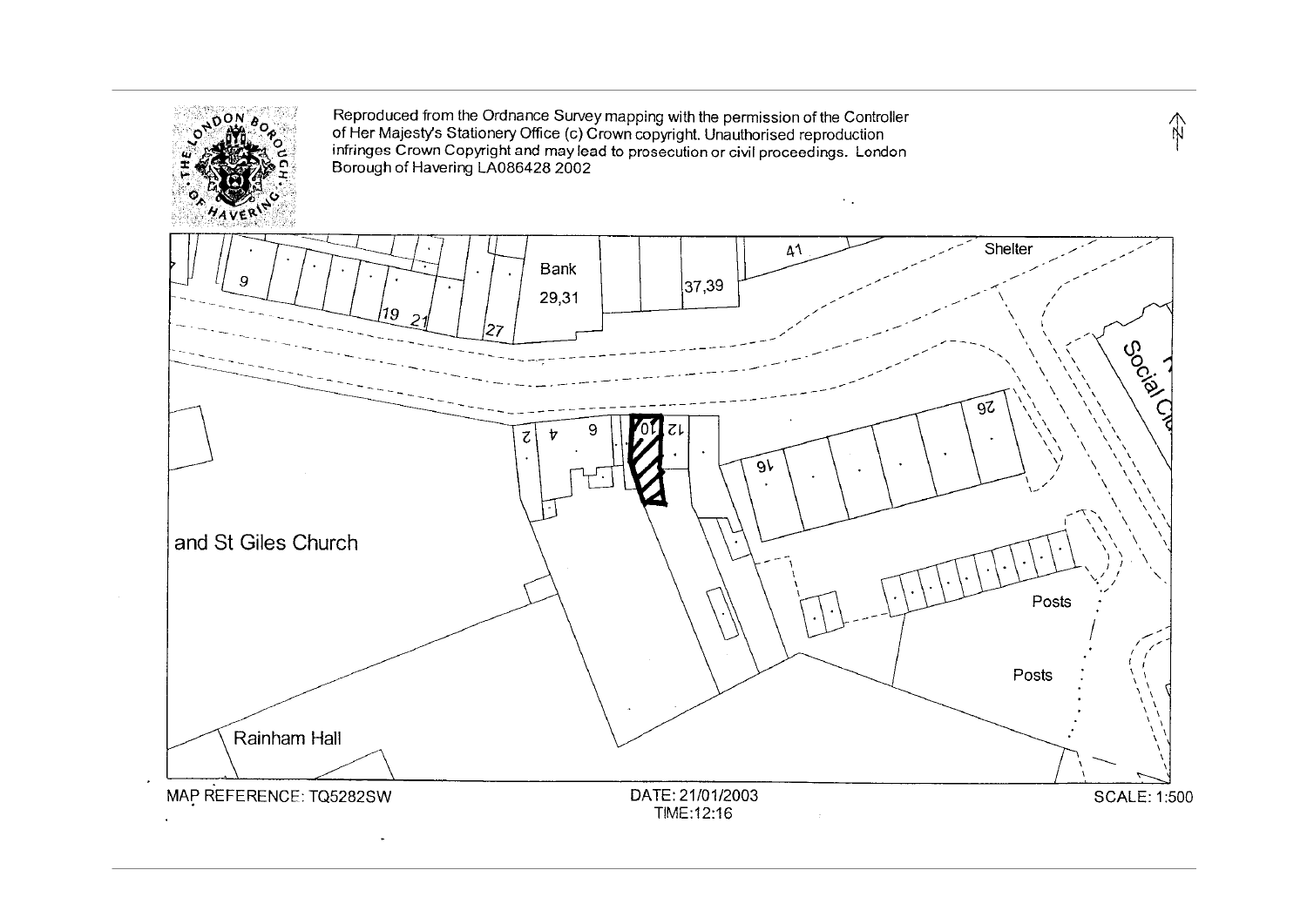Reproduced from the Ordnance Survey mapping with the permission of the Controller of Her Majesty's Stationery Office (c) Crown copyright. Unauthorised reproduction infringes Crown Copyright and may lead to prosecution or civil proceedings. London Borough of Havering LA086428 2002

9
19
21
27
Bank
29,31
37,39
41
Shelter
Social Clu
2
4
6
10
12
16
26
and St Giles Church
Posts
Posts
Rainham Hall

MAP REFERENCE: TQ5282SW

DATE: 21/01/2003
TIME:12:16

SCALE: 1:500